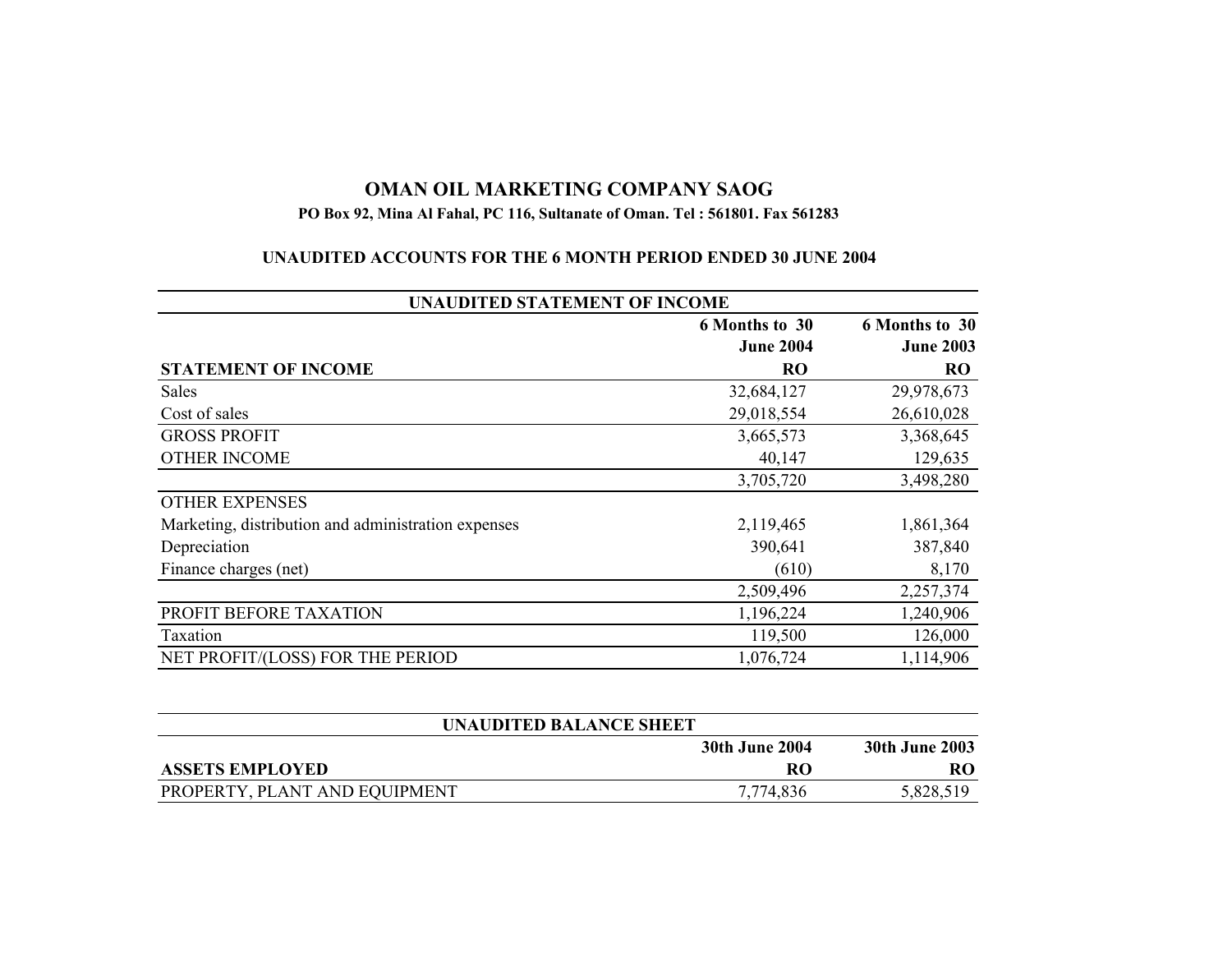# OMAN OIL MARKETING COMPANY SAOG

**PO Box 92, Mina Al Fahal, PC 116, Sultanate of Oman. Tel : 561801. Fax 561283**

## UNAUDITED ACCOUNTS FOR THE 6 MONTH PERIOD ENDED 30 JUNE 2004

**UNAUDITED STATEMENT OF INCOME**

| STATEMENT OF INCOME | 6 Months to 30 June 2004 RO | 6 Months to 30 June 2003 RO |
|---|---|---|
| Sales | 32,684,127 | 29,978,673 |
| Cost of sales | 29,018,554 | 26,610,028 |
| GROSS PROFIT | 3,665,573 | 3,368,645 |
| OTHER INCOME | 40,147 | 129,635 |
| | 3,705,720 | 3,498,280 |
| OTHER EXPENSES | | |
| Marketing, distribution and administration expenses | 2,119,465 | 1,861,364 |
| Depreciation | 390,641 | 387,840 |
| Finance charges (net) | (610) | 8,170 |
| | 2,509,496 | 2,257,374 |
| PROFIT BEFORE TAXATION | 1,196,224 | 1,240,906 |
| Taxation | 119,500 | 126,000 |
| NET PROFIT/(LOSS) FOR THE PERIOD | 1,076,724 | 1,114,906 |

**UNAUDITED BALANCE SHEET**

| ASSETS EMPLOYED | 30th June 2004 RO | 30th June 2003 RO |
|---|---|---|
| PROPERTY, PLANT AND EQUIPMENT | 7,774,836 | 5,828,519 |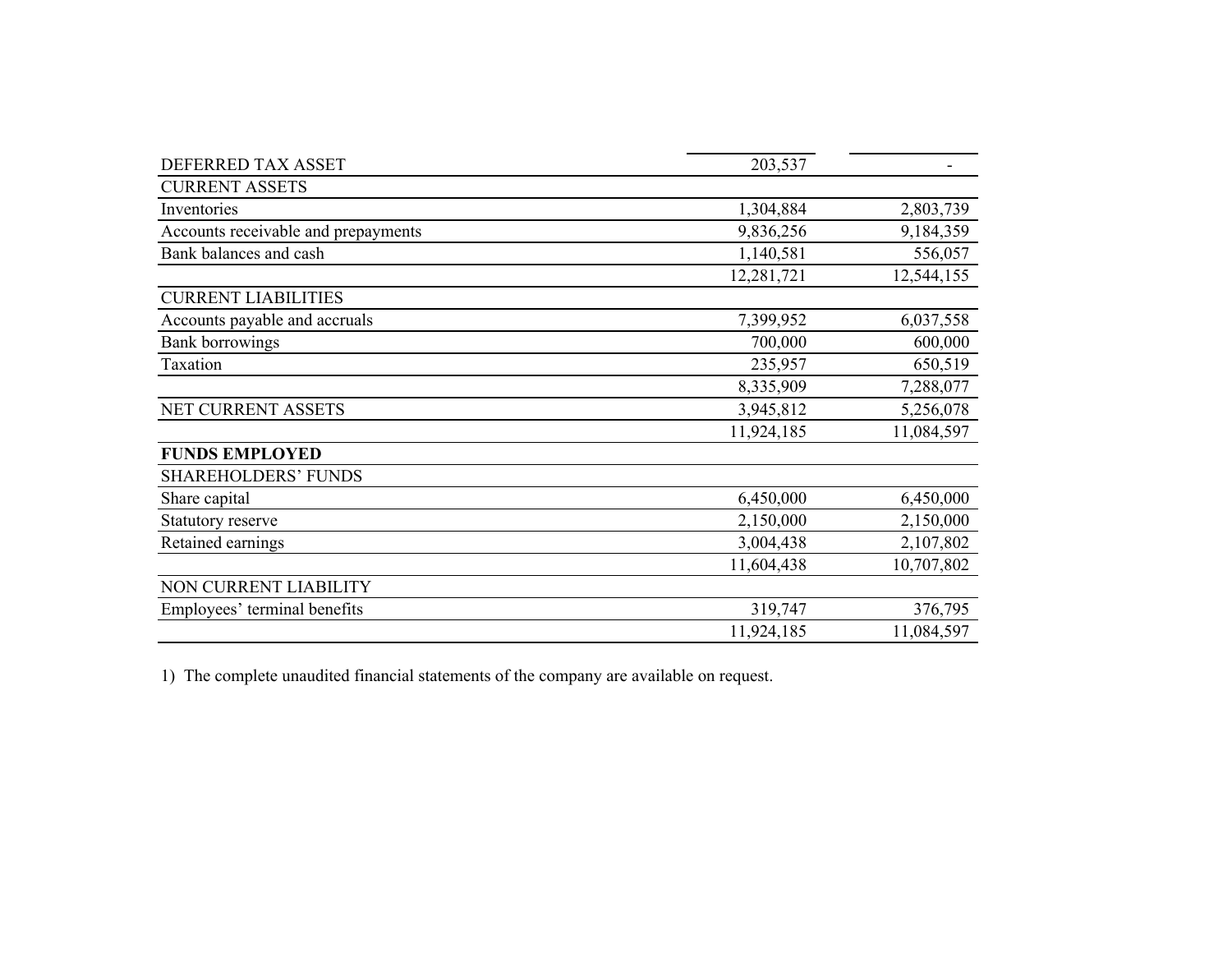| | | |
|---|---|---|
| DEFERRED TAX ASSET | 203,537 | - |
| CURRENT ASSETS | | |
| Inventories | 1,304,884 | 2,803,739 |
| Accounts receivable and prepayments | 9,836,256 | 9,184,359 |
| Bank balances and cash | 1,140,581 | 556,057 |
| | 12,281,721 | 12,544,155 |
| CURRENT LIABILITIES | | |
| Accounts payable and accruals | 7,399,952 | 6,037,558 |
| Bank borrowings | 700,000 | 600,000 |
| Taxation | 235,957 | 650,519 |
| | 8,335,909 | 7,288,077 |
| NET CURRENT ASSETS | 3,945,812 | 5,256,078 |
| | 11,924,185 | 11,084,597 |
| **FUNDS EMPLOYED** | | |
| SHAREHOLDERS' FUNDS | | |
| Share capital | 6,450,000 | 6,450,000 |
| Statutory reserve | 2,150,000 | 2,150,000 |
| Retained earnings | 3,004,438 | 2,107,802 |
| | 11,604,438 | 10,707,802 |
| NON CURRENT LIABILITY | | |
| Employees' terminal benefits | 319,747 | 376,795 |
| | 11,924,185 | 11,084,597 |

1) The complete unaudited financial statements of the company are available on request.